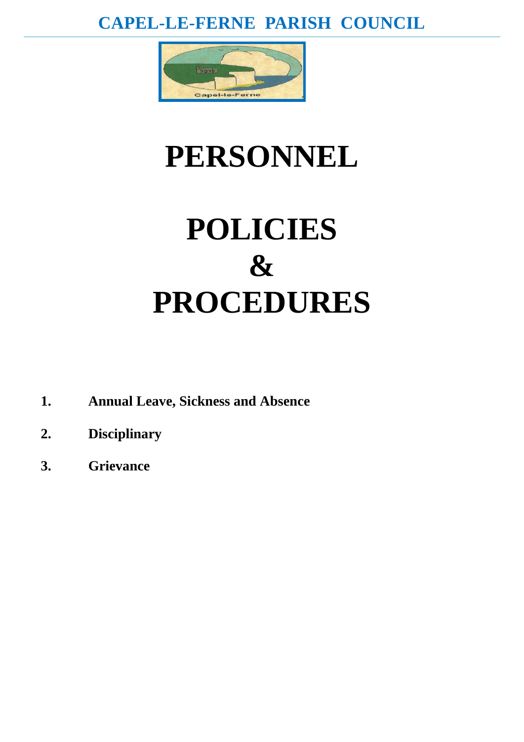**CAPEL-LE-FERNE PARISH COUNCIL**

# PERSONNEL

# POLICIES
# &
# PROCEDURES

1. **Annual Leave, Sickness and Absence**
2. **Disciplinary**
3. **Grievance**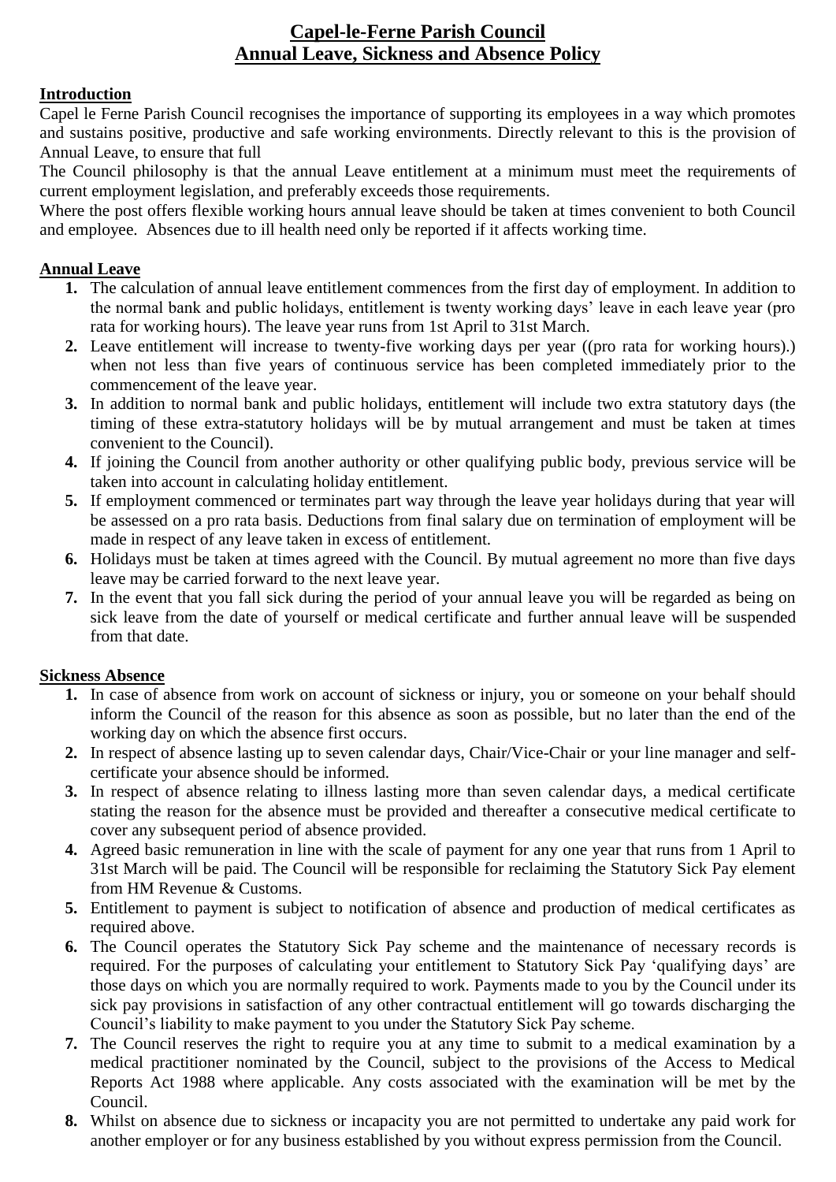# Capel-le-Ferne Parish Council
# Annual Leave, Sickness and Absence Policy

## Introduction

Capel le Ferne Parish Council recognises the importance of supporting its employees in a way which promotes and sustains positive, productive and safe working environments. Directly relevant to this is the provision of Annual Leave, to ensure that full

The Council philosophy is that the annual Leave entitlement at a minimum must meet the requirements of current employment legislation, and preferably exceeds those requirements.

Where the post offers flexible working hours annual leave should be taken at times convenient to both Council and employee. Absences due to ill health need only be reported if it affects working time.

## Annual Leave

1. The calculation of annual leave entitlement commences from the first day of employment. In addition to the normal bank and public holidays, entitlement is twenty working days' leave in each leave year (pro rata for working hours). The leave year runs from 1st April to 31st March.
2. Leave entitlement will increase to twenty-five working days per year ((pro rata for working hours).) when not less than five years of continuous service has been completed immediately prior to the commencement of the leave year.
3. In addition to normal bank and public holidays, entitlement will include two extra statutory days (the timing of these extra-statutory holidays will be by mutual arrangement and must be taken at times convenient to the Council).
4. If joining the Council from another authority or other qualifying public body, previous service will be taken into account in calculating holiday entitlement.
5. If employment commenced or terminates part way through the leave year holidays during that year will be assessed on a pro rata basis. Deductions from final salary due on termination of employment will be made in respect of any leave taken in excess of entitlement.
6. Holidays must be taken at times agreed with the Council. By mutual agreement no more than five days leave may be carried forward to the next leave year.
7. In the event that you fall sick during the period of your annual leave you will be regarded as being on sick leave from the date of yourself or medical certificate and further annual leave will be suspended from that date.

## Sickness Absence

1. In case of absence from work on account of sickness or injury, you or someone on your behalf should inform the Council of the reason for this absence as soon as possible, but no later than the end of the working day on which the absence first occurs.
2. In respect of absence lasting up to seven calendar days, Chair/Vice-Chair or your line manager and self-certificate your absence should be informed.
3. In respect of absence relating to illness lasting more than seven calendar days, a medical certificate stating the reason for the absence must be provided and thereafter a consecutive medical certificate to cover any subsequent period of absence provided.
4. Agreed basic remuneration in line with the scale of payment for any one year that runs from 1 April to 31st March will be paid. The Council will be responsible for reclaiming the Statutory Sick Pay element from HM Revenue & Customs.
5. Entitlement to payment is subject to notification of absence and production of medical certificates as required above.
6. The Council operates the Statutory Sick Pay scheme and the maintenance of necessary records is required. For the purposes of calculating your entitlement to Statutory Sick Pay 'qualifying days' are those days on which you are normally required to work. Payments made to you by the Council under its sick pay provisions in satisfaction of any other contractual entitlement will go towards discharging the Council's liability to make payment to you under the Statutory Sick Pay scheme.
7. The Council reserves the right to require you at any time to submit to a medical examination by a medical practitioner nominated by the Council, subject to the provisions of the Access to Medical Reports Act 1988 where applicable. Any costs associated with the examination will be met by the Council.
8. Whilst on absence due to sickness or incapacity you are not permitted to undertake any paid work for another employer or for any business established by you without express permission from the Council.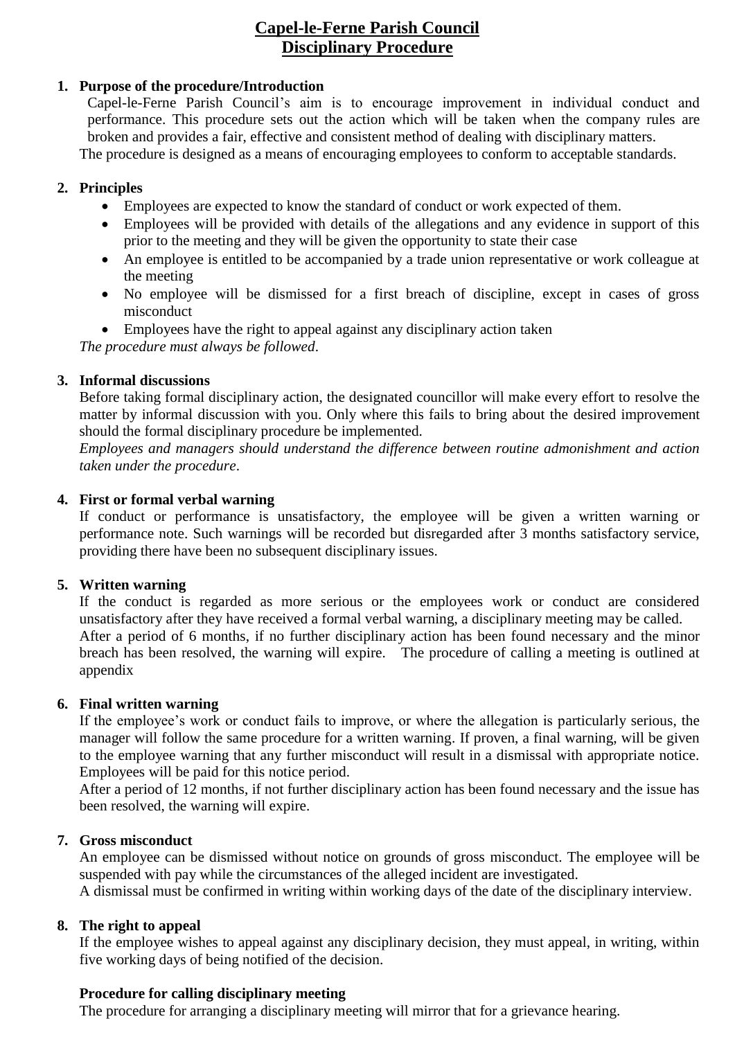# Capel-le-Ferne Parish Council
# Disciplinary Procedure

**1. Purpose of the procedure/Introduction**

Capel-le-Ferne Parish Council's aim is to encourage improvement in individual conduct and performance. This procedure sets out the action which will be taken when the company rules are broken and provides a fair, effective and consistent method of dealing with disciplinary matters.

The procedure is designed as a means of encouraging employees to conform to acceptable standards.

**2. Principles**

- Employees are expected to know the standard of conduct or work expected of them.
- Employees will be provided with details of the allegations and any evidence in support of this prior to the meeting and they will be given the opportunity to state their case
- An employee is entitled to be accompanied by a trade union representative or work colleague at the meeting
- No employee will be dismissed for a first breach of discipline, except in cases of gross misconduct
- Employees have the right to appeal against any disciplinary action taken

*The procedure must always be followed*.

**3. Informal discussions**

Before taking formal disciplinary action, the designated councillor will make every effort to resolve the matter by informal discussion with you. Only where this fails to bring about the desired improvement should the formal disciplinary procedure be implemented.

*Employees and managers should understand the difference between routine admonishment and action taken under the procedure*.

**4. First or formal verbal warning**

If conduct or performance is unsatisfactory, the employee will be given a written warning or performance note. Such warnings will be recorded but disregarded after 3 months satisfactory service, providing there have been no subsequent disciplinary issues.

**5. Written warning**

If the conduct is regarded as more serious or the employees work or conduct are considered unsatisfactory after they have received a formal verbal warning, a disciplinary meeting may be called.

After a period of 6 months, if no further disciplinary action has been found necessary and the minor breach has been resolved, the warning will expire. The procedure of calling a meeting is outlined at appendix

**6. Final written warning**

If the employee's work or conduct fails to improve, or where the allegation is particularly serious, the manager will follow the same procedure for a written warning. If proven, a final warning, will be given to the employee warning that any further misconduct will result in a dismissal with appropriate notice. Employees will be paid for this notice period.

After a period of 12 months, if not further disciplinary action has been found necessary and the issue has been resolved, the warning will expire.

**7. Gross misconduct**

An employee can be dismissed without notice on grounds of gross misconduct. The employee will be suspended with pay while the circumstances of the alleged incident are investigated.

A dismissal must be confirmed in writing within working days of the date of the disciplinary interview.

**8. The right to appeal**

If the employee wishes to appeal against any disciplinary decision, they must appeal, in writing, within five working days of being notified of the decision.

**Procedure for calling disciplinary meeting**

The procedure for arranging a disciplinary meeting will mirror that for a grievance hearing.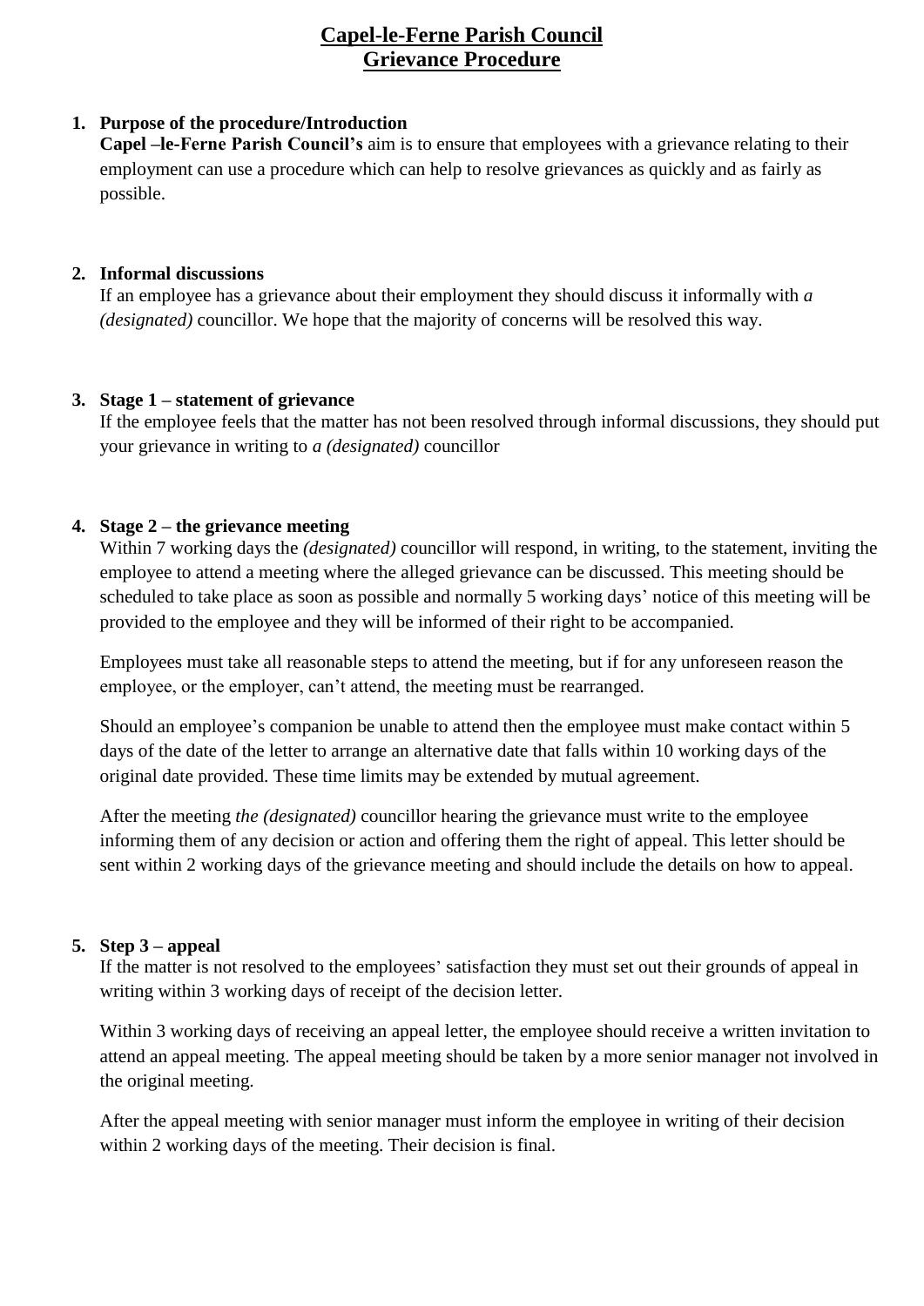# Capel-le-Ferne Parish Council
# Grievance Procedure

1. **Purpose of the procedure/Introduction**
   **Capel –le-Ferne Parish Council's** aim is to ensure that employees with a grievance relating to their employment can use a procedure which can help to resolve grievances as quickly and as fairly as possible.

2. **Informal discussions**
   If an employee has a grievance about their employment they should discuss it informally with *a (designated)* councillor. We hope that the majority of concerns will be resolved this way.

3. **Stage 1 – statement of grievance**
   If the employee feels that the matter has not been resolved through informal discussions, they should put your grievance in writing to *a (designated)* councillor

4. **Stage 2 – the grievance meeting**
   Within 7 working days the *(designated)* councillor will respond, in writing, to the statement, inviting the employee to attend a meeting where the alleged grievance can be discussed. This meeting should be scheduled to take place as soon as possible and normally 5 working days' notice of this meeting will be provided to the employee and they will be informed of their right to be accompanied.

   Employees must take all reasonable steps to attend the meeting, but if for any unforeseen reason the employee, or the employer, can't attend, the meeting must be rearranged.

   Should an employee's companion be unable to attend then the employee must make contact within 5 days of the date of the letter to arrange an alternative date that falls within 10 working days of the original date provided. These time limits may be extended by mutual agreement.

   After the meeting *the (designated)* councillor hearing the grievance must write to the employee informing them of any decision or action and offering them the right of appeal. This letter should be sent within 2 working days of the grievance meeting and should include the details on how to appeal.

5. **Step 3 – appeal**
   If the matter is not resolved to the employees' satisfaction they must set out their grounds of appeal in writing within 3 working days of receipt of the decision letter.

   Within 3 working days of receiving an appeal letter, the employee should receive a written invitation to attend an appeal meeting. The appeal meeting should be taken by a more senior manager not involved in the original meeting.

   After the appeal meeting with senior manager must inform the employee in writing of their decision within 2 working days of the meeting. Their decision is final.